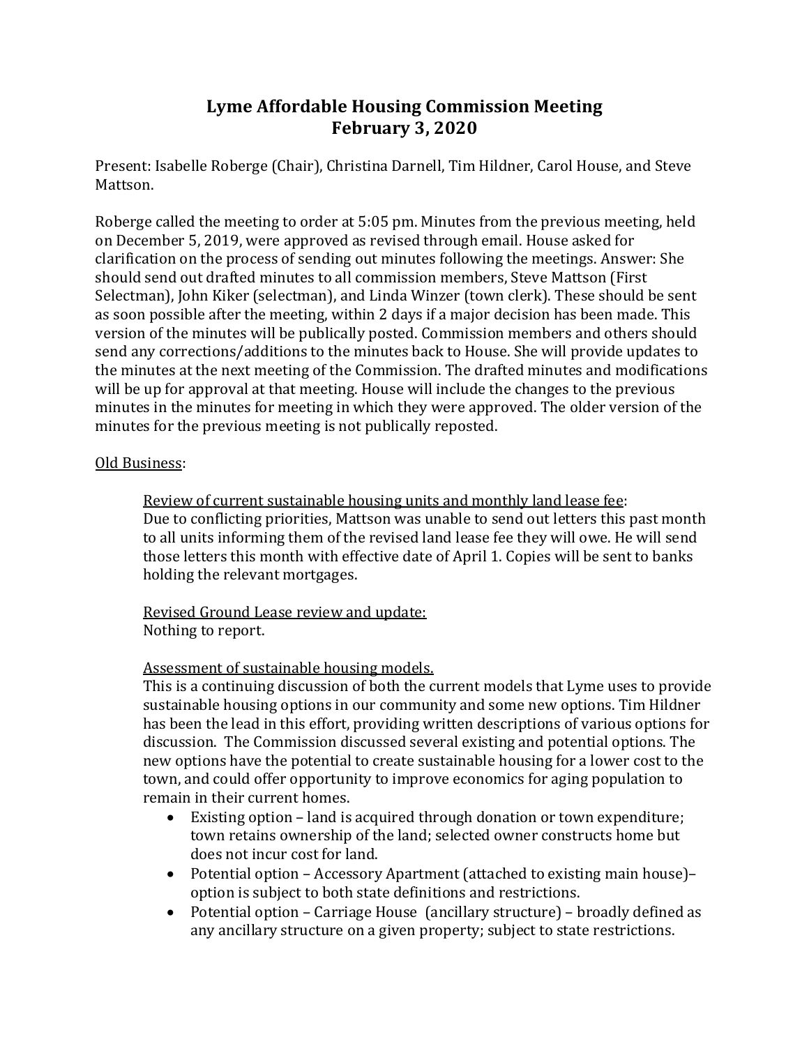# Lyme Affordable Housing Commission Meeting
# February 3, 2020

Present: Isabelle Roberge (Chair), Christina Darnell, Tim Hildner, Carol House, and Steve Mattson.

Roberge called the meeting to order at 5:05 pm. Minutes from the previous meeting, held on December 5, 2019, were approved as revised through email. House asked for clarification on the process of sending out minutes following the meetings. Answer: She should send out drafted minutes to all commission members, Steve Mattson (First Selectman), John Kiker (selectman), and Linda Winzer (town clerk). These should be sent as soon possible after the meeting, within 2 days if a major decision has been made. This version of the minutes will be publically posted. Commission members and others should send any corrections/additions to the minutes back to House. She will provide updates to the minutes at the next meeting of the Commission. The drafted minutes and modifications will be up for approval at that meeting. House will include the changes to the previous minutes in the minutes for meeting in which they were approved. The older version of the minutes for the previous meeting is not publically reposted.

<u>Old Business</u>:

> <u>Review of current sustainable housing units and monthly land lease fee</u>:
> Due to conflicting priorities, Mattson was unable to send out letters this past month to all units informing them of the revised land lease fee they will owe. He will send those letters this month with effective date of April 1. Copies will be sent to banks holding the relevant mortgages.
>
> <u>Revised Ground Lease review and update:</u>
> Nothing to report.
>
> <u>Assessment of sustainable housing models.</u>
> This is a continuing discussion of both the current models that Lyme uses to provide sustainable housing options in our community and some new options. Tim Hildner has been the lead in this effort, providing written descriptions of various options for discussion. The Commission discussed several existing and potential options. The new options have the potential to create sustainable housing for a lower cost to the town, and could offer opportunity to improve economics for aging population to remain in their current homes.
>
> - Existing option – land is acquired through donation or town expenditure; town retains ownership of the land; selected owner constructs home but does not incur cost for land.
> - Potential option – Accessory Apartment (attached to existing main house)– option is subject to both state definitions and restrictions.
> - Potential option – Carriage House (ancillary structure) – broadly defined as any ancillary structure on a given property; subject to state restrictions.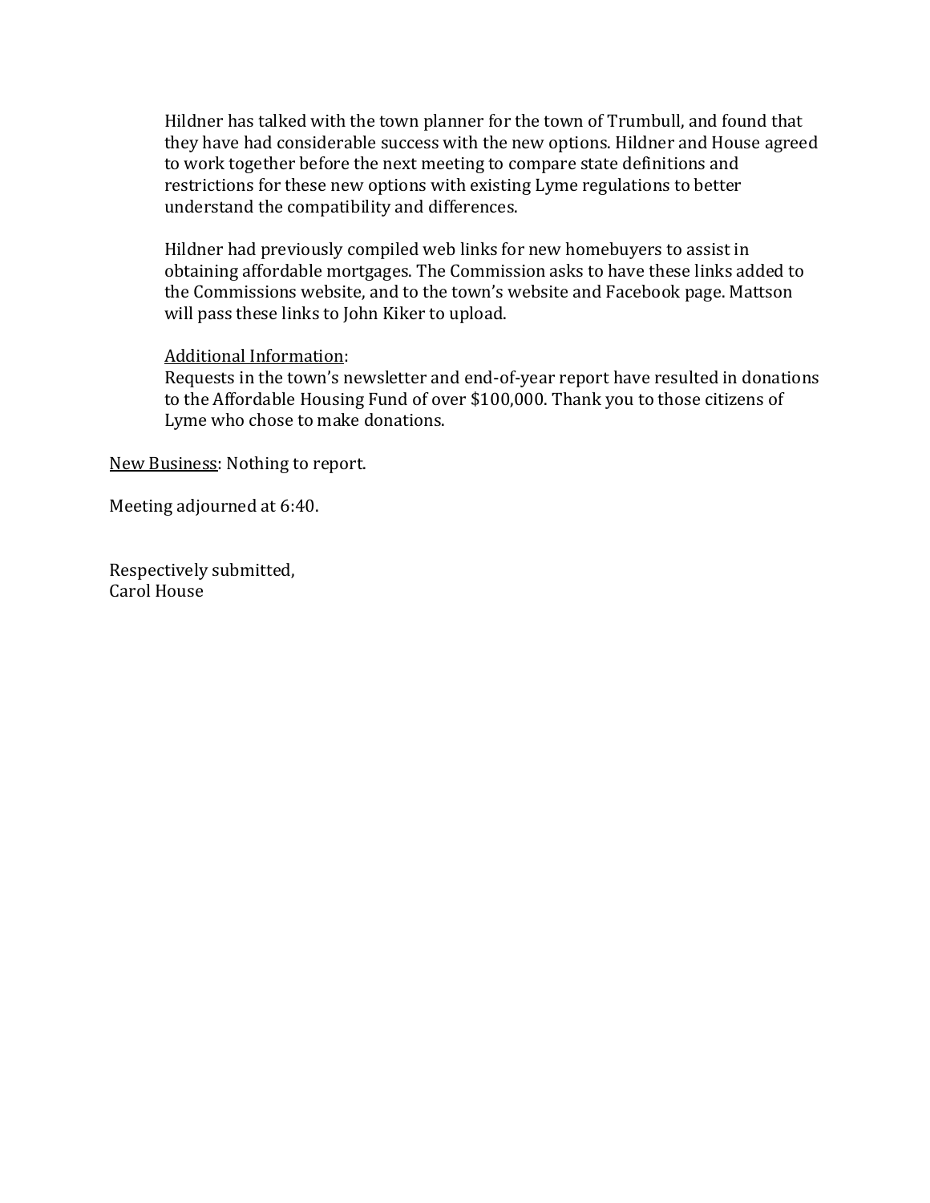Hildner has talked with the town planner for the town of Trumbull, and found that they have had considerable success with the new options. Hildner and House agreed to work together before the next meeting to compare state definitions and restrictions for these new options with existing Lyme regulations to better understand the compatibility and differences.

Hildner had previously compiled web links for new homebuyers to assist in obtaining affordable mortgages. The Commission asks to have these links added to the Commissions website, and to the town's website and Facebook page. Mattson will pass these links to John Kiker to upload.

Additional Information:
Requests in the town's newsletter and end-of-year report have resulted in donations to the Affordable Housing Fund of over $100,000. Thank you to those citizens of Lyme who chose to make donations.

New Business: Nothing to report.

Meeting adjourned at 6:40.

Respectively submitted,
Carol House